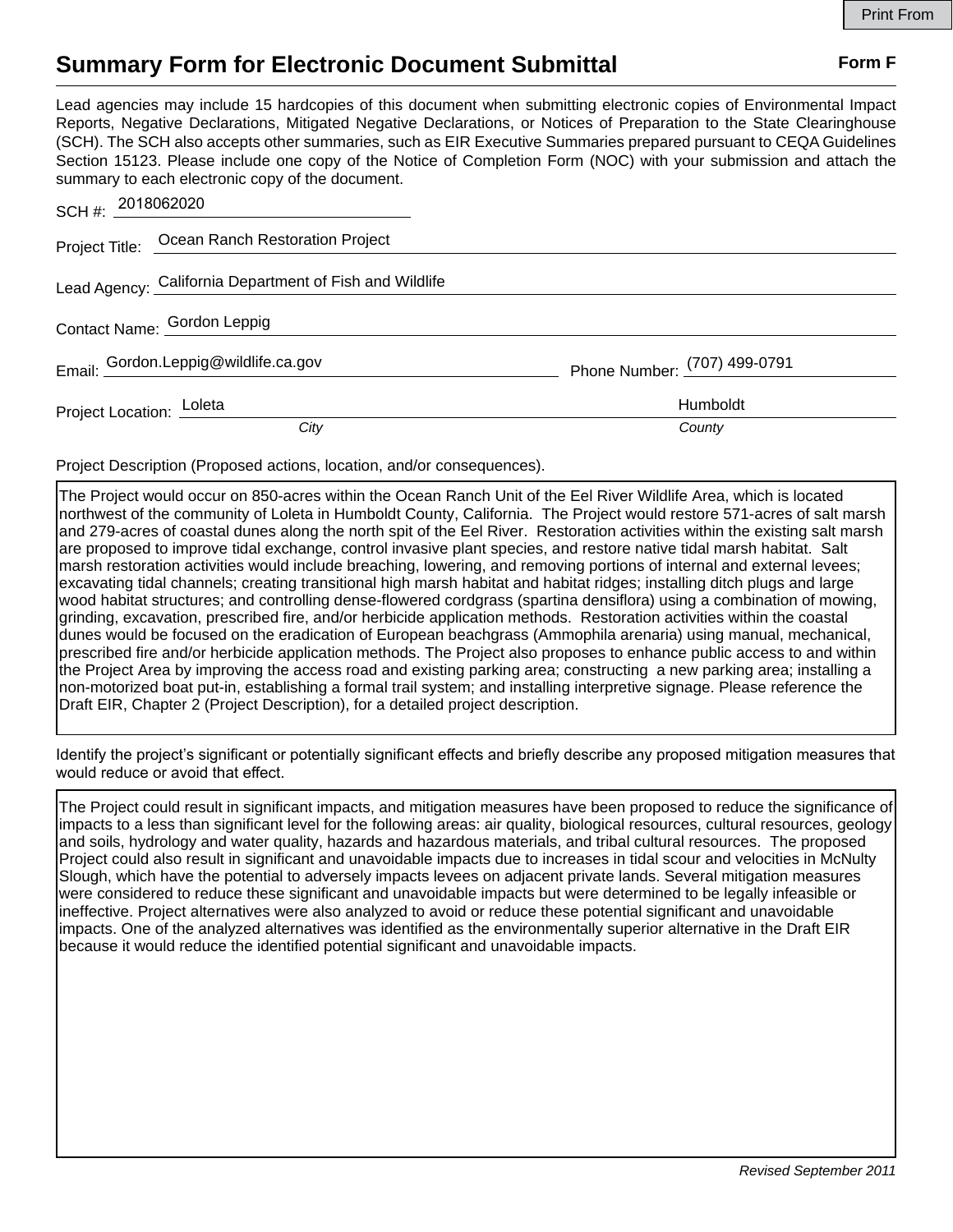# Summary Form for Electronic Document Submittal

**Form F**

Lead agencies may include 15 hardcopies of this document when submitting electronic copies of Environmental Impact Reports, Negative Declarations, Mitigated Negative Declarations, or Notices of Preparation to the State Clearinghouse (SCH). The SCH also accepts other summaries, such as EIR Executive Summaries prepared pursuant to CEQA Guidelines Section 15123. Please include one copy of the Notice of Completion Form (NOC) with your submission and attach the summary to each electronic copy of the document.

SCH #: 2018062020

Project Title: Ocean Ranch Restoration Project

Lead Agency: California Department of Fish and Wildlife

Contact Name: Gordon Leppig

Email: Gordon.Leppig@wildlife.ca.gov Phone Number: (707) 499-0791

Project Location: Loleta (*City*) Humboldt (*County*)

Project Description (Proposed actions, location, and/or consequences).

The Project would occur on 850-acres within the Ocean Ranch Unit of the Eel River Wildlife Area, which is located northwest of the community of Loleta in Humboldt County, California. The Project would restore 571-acres of salt marsh and 279-acres of coastal dunes along the north spit of the Eel River. Restoration activities within the existing salt marsh are proposed to improve tidal exchange, control invasive plant species, and restore native tidal marsh habitat. Salt marsh restoration activities would include breaching, lowering, and removing portions of internal and external levees; excavating tidal channels; creating transitional high marsh habitat and habitat ridges; installing ditch plugs and large wood habitat structures; and controlling dense-flowered cordgrass (spartina densiflora) using a combination of mowing, grinding, excavation, prescribed fire, and/or herbicide application methods. Restoration activities within the coastal dunes would be focused on the eradication of European beachgrass (Ammophila arenaria) using manual, mechanical, prescribed fire and/or herbicide application methods. The Project also proposes to enhance public access to and within the Project Area by improving the access road and existing parking area; constructing a new parking area; installing a non-motorized boat put-in, establishing a formal trail system; and installing interpretive signage. Please reference the Draft EIR, Chapter 2 (Project Description), for a detailed project description.

Identify the project's significant or potentially significant effects and briefly describe any proposed mitigation measures that would reduce or avoid that effect.

The Project could result in significant impacts, and mitigation measures have been proposed to reduce the significance of impacts to a less than significant level for the following areas: air quality, biological resources, cultural resources, geology and soils, hydrology and water quality, hazards and hazardous materials, and tribal cultural resources. The proposed Project could also result in significant and unavoidable impacts due to increases in tidal scour and velocities in McNulty Slough, which have the potential to adversely impacts levees on adjacent private lands. Several mitigation measures were considered to reduce these significant and unavoidable impacts but were determined to be legally infeasible or ineffective. Project alternatives were also analyzed to avoid or reduce these potential significant and unavoidable impacts. One of the analyzed alternatives was identified as the environmentally superior alternative in the Draft EIR because it would reduce the identified potential significant and unavoidable impacts.

*Revised September 2011*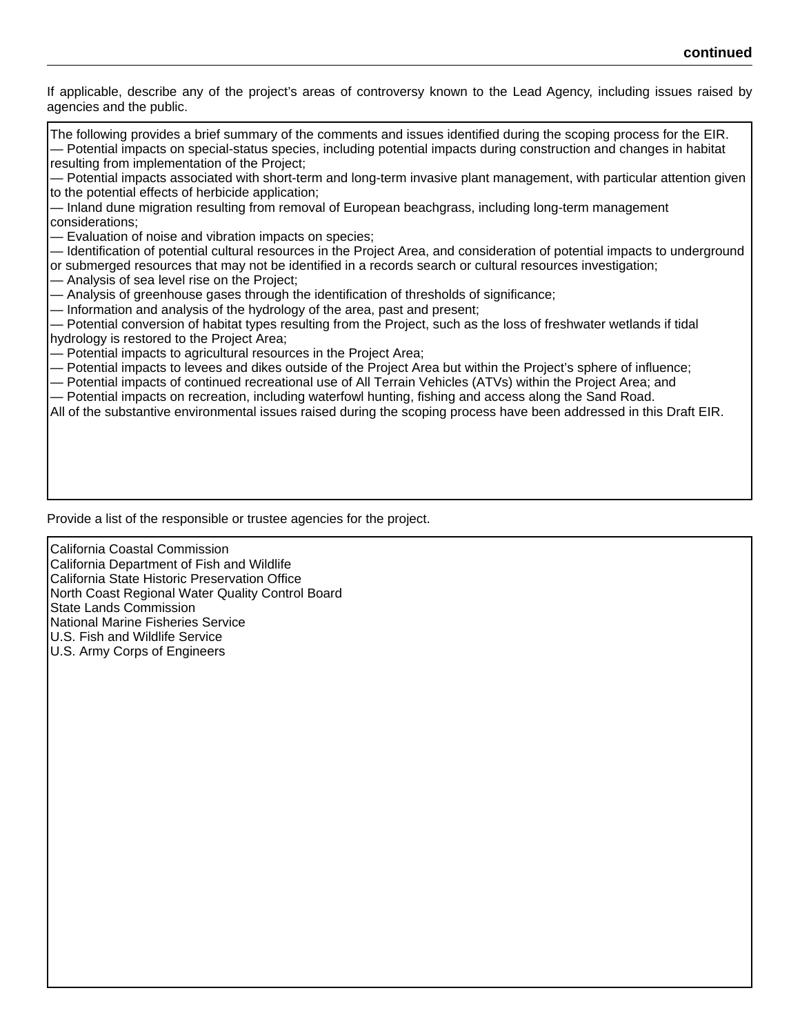**continued**

If applicable, describe any of the project's areas of controversy known to the Lead Agency, including issues raised by agencies and the public.

The following provides a brief summary of the comments and issues identified during the scoping process for the EIR.
— Potential impacts on special-status species, including potential impacts during construction and changes in habitat resulting from implementation of the Project;
— Potential impacts associated with short-term and long-term invasive plant management, with particular attention given to the potential effects of herbicide application;
— Inland dune migration resulting from removal of European beachgrass, including long-term management considerations;
— Evaluation of noise and vibration impacts on species;
— Identification of potential cultural resources in the Project Area, and consideration of potential impacts to underground or submerged resources that may not be identified in a records search or cultural resources investigation;
— Analysis of sea level rise on the Project;
— Analysis of greenhouse gases through the identification of thresholds of significance;
— Information and analysis of the hydrology of the area, past and present;
— Potential conversion of habitat types resulting from the Project, such as the loss of freshwater wetlands if tidal hydrology is restored to the Project Area;
— Potential impacts to agricultural resources in the Project Area;
— Potential impacts to levees and dikes outside of the Project Area but within the Project's sphere of influence;
— Potential impacts of continued recreational use of All Terrain Vehicles (ATVs) within the Project Area; and
— Potential impacts on recreation, including waterfowl hunting, fishing and access along the Sand Road.
All of the substantive environmental issues raised during the scoping process have been addressed in this Draft EIR.

Provide a list of the responsible or trustee agencies for the project.

California Coastal Commission
California Department of Fish and Wildlife
California State Historic Preservation Office
North Coast Regional Water Quality Control Board
State Lands Commission
National Marine Fisheries Service
U.S. Fish and Wildlife Service
U.S. Army Corps of Engineers